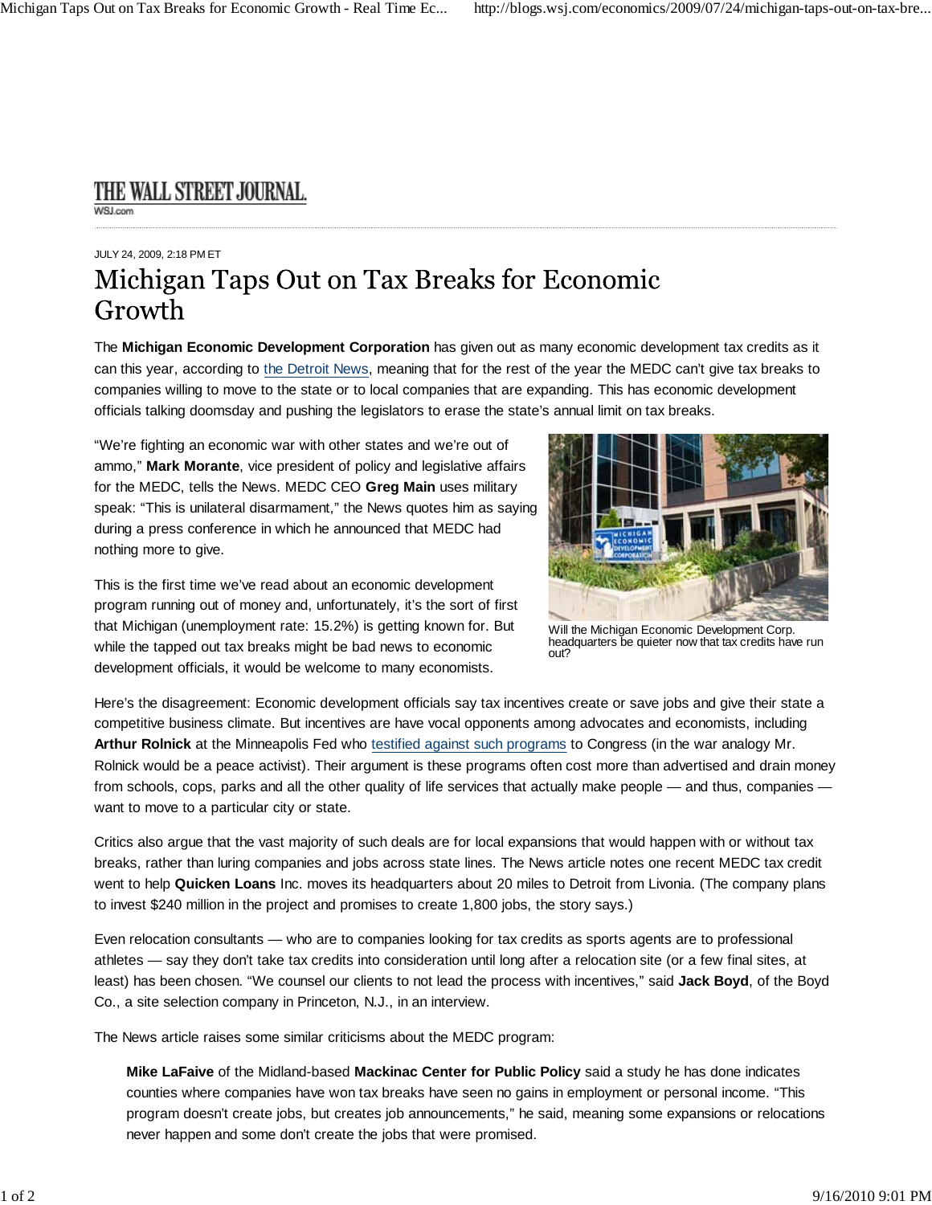THE WALL STREET JOURNAL.
WSJ.com

JULY 24, 2009, 2:18 PM ET

# Michigan Taps Out on Tax Breaks for Economic Growth

The **Michigan Economic Development Corporation** has given out as many economic development tax credits as it can this year, according to the Detroit News, meaning that for the rest of the year the MEDC can't give tax breaks to companies willing to move to the state or to local companies that are expanding. This has economic development officials talking doomsday and pushing the legislators to erase the state's annual limit on tax breaks.

"We're fighting an economic war with other states and we're out of ammo," **Mark Morante**, vice president of policy and legislative affairs for the MEDC, tells the News. MEDC CEO **Greg Main** uses military speak: "This is unilateral disarmament," the News quotes him as saying during a press conference in which he announced that MEDC had nothing more to give.

Will the Michigan Economic Development Corp. headquarters be quieter now that tax credits have run out?

This is the first time we've read about an economic development program running out of money and, unfortunately, it's the sort of first that Michigan (unemployment rate: 15.2%) is getting known for. But while the tapped out tax breaks might be bad news to economic development officials, it would be welcome to many economists.

Here's the disagreement: Economic development officials say tax incentives create or save jobs and give their state a competitive business climate. But incentives are have vocal opponents among advocates and economists, including **Arthur Rolnick** at the Minneapolis Fed who testified against such programs to Congress (in the war analogy Mr. Rolnick would be a peace activist). Their argument is these programs often cost more than advertised and drain money from schools, cops, parks and all the other quality of life services that actually make people — and thus, companies — want to move to a particular city or state.

Critics also argue that the vast majority of such deals are for local expansions that would happen with or without tax breaks, rather than luring companies and jobs across state lines. The News article notes one recent MEDC tax credit went to help **Quicken Loans** Inc. moves its headquarters about 20 miles to Detroit from Livonia. (The company plans to invest $240 million in the project and promises to create 1,800 jobs, the story says.)

Even relocation consultants — who are to companies looking for tax credits as sports agents are to professional athletes — say they don't take tax credits into consideration until long after a relocation site (or a few final sites, at least) has been chosen. "We counsel our clients to not lead the process with incentives," said **Jack Boyd**, of the Boyd Co., a site selection company in Princeton, N.J., in an interview.

The News article raises some similar criticisms about the MEDC program:

> **Mike LaFaive** of the Midland-based **Mackinac Center for Public Policy** said a study he has done indicates counties where companies have won tax breaks have seen no gains in employment or personal income. "This program doesn't create jobs, but creates job announcements," he said, meaning some expansions or relocations never happen and some don't create the jobs that were promised.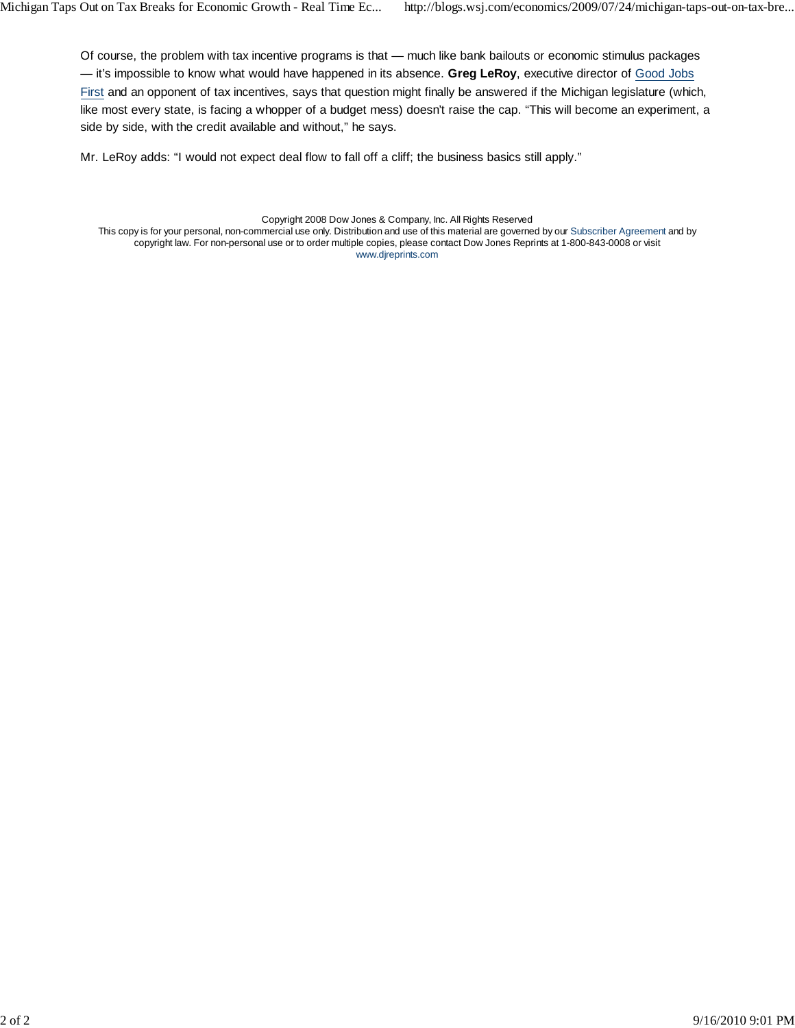Of course, the problem with tax incentive programs is that — much like bank bailouts or economic stimulus packages — it's impossible to know what would have happened in its absence. **Greg LeRoy**, executive director of Good Jobs First and an opponent of tax incentives, says that question might finally be answered if the Michigan legislature (which, like most every state, is facing a whopper of a budget mess) doesn't raise the cap. "This will become an experiment, a side by side, with the credit available and without," he says.

Mr. LeRoy adds: "I would not expect deal flow to fall off a cliff; the business basics still apply."

Copyright 2008 Dow Jones & Company, Inc. All Rights Reserved
This copy is for your personal, non-commercial use only. Distribution and use of this material are governed by our Subscriber Agreement and by copyright law. For non-personal use or to order multiple copies, please contact Dow Jones Reprints at 1-800-843-0008 or visit www.djreprints.com